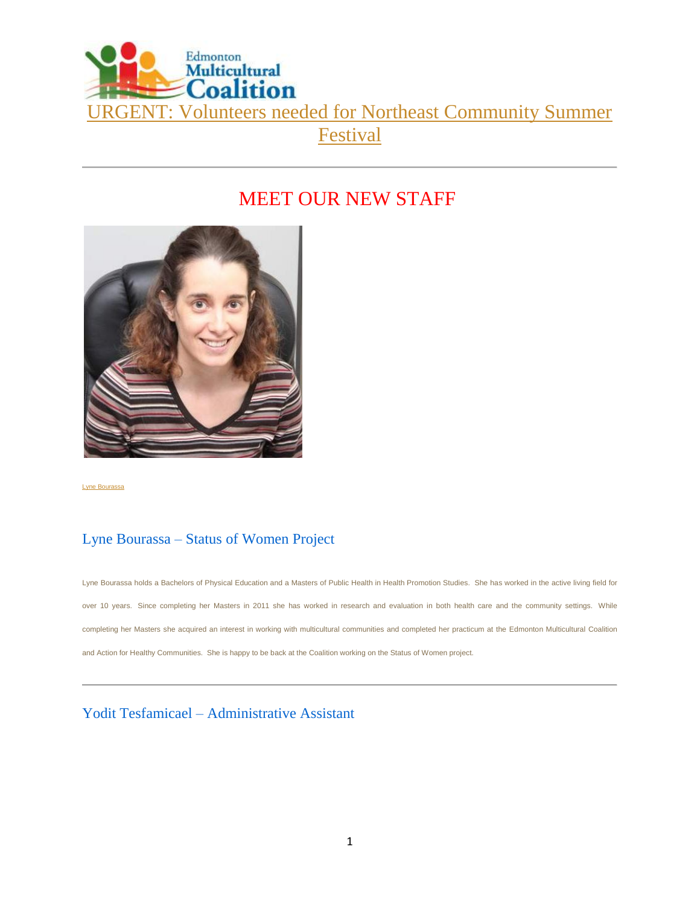# URGENT: Volunteers needed for Northeast Community Summer Festival

---

## MEET OUR NEW STAFF

Lyne Bourassa

### Lyne Bourassa – Status of Women Project

Lyne Bourassa holds a Bachelors of Physical Education and a Masters of Public Health in Health Promotion Studies. She has worked in the active living field for over 10 years. Since completing her Masters in 2011 she has worked in research and evaluation in both health care and the community settings. While completing her Masters she acquired an interest in working with multicultural communities and completed her practicum at the Edmonton Multicultural Coalition and Action for Healthy Communities. She is happy to be back at the Coalition working on the Status of Women project.

---

### Yodit Tesfamicael – Administrative Assistant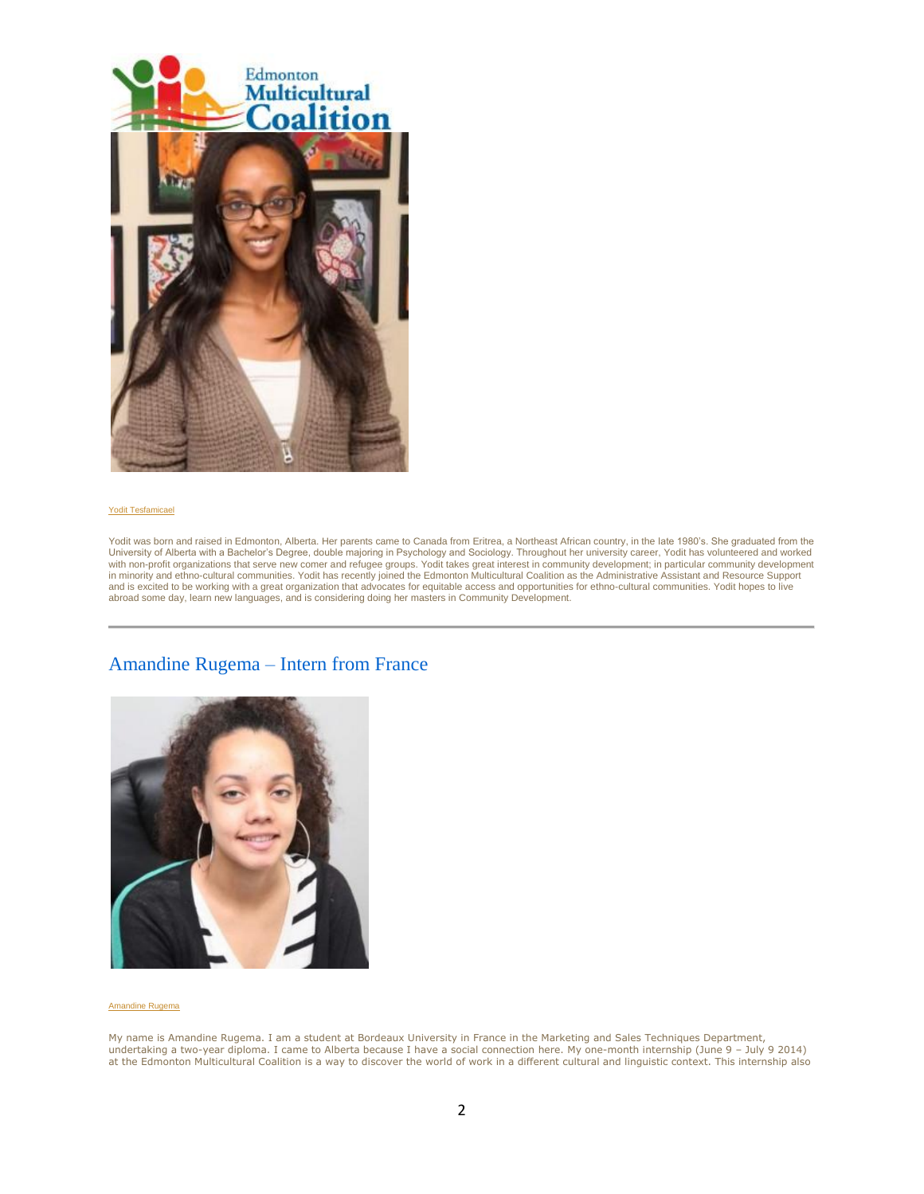Yodit Tesfamicael

Yodit was born and raised in Edmonton, Alberta. Her parents came to Canada from Eritrea, a Northeast African country, in the late 1980's. She graduated from the University of Alberta with a Bachelor's Degree, double majoring in Psychology and Sociology. Throughout her university career, Yodit has volunteered and worked with non-profit organizations that serve new comer and refugee groups. Yodit takes great interest in community development; in particular community development in minority and ethno-cultural communities. Yodit has recently joined the Edmonton Multicultural Coalition as the Administrative Assistant and Resource Support and is excited to be working with a great organization that advocates for equitable access and opportunities for ethno-cultural communities. Yodit hopes to live abroad some day, learn new languages, and is considering doing her masters in Community Development.

---

## Amandine Rugema – Intern from France

Amandine Rugema

My name is Amandine Rugema. I am a student at Bordeaux University in France in the Marketing and Sales Techniques Department, undertaking a two-year diploma. I came to Alberta because I have a social connection here. My one-month internship (June 9 – July 9 2014) at the Edmonton Multicultural Coalition is a way to discover the world of work in a different cultural and linguistic context. This internship also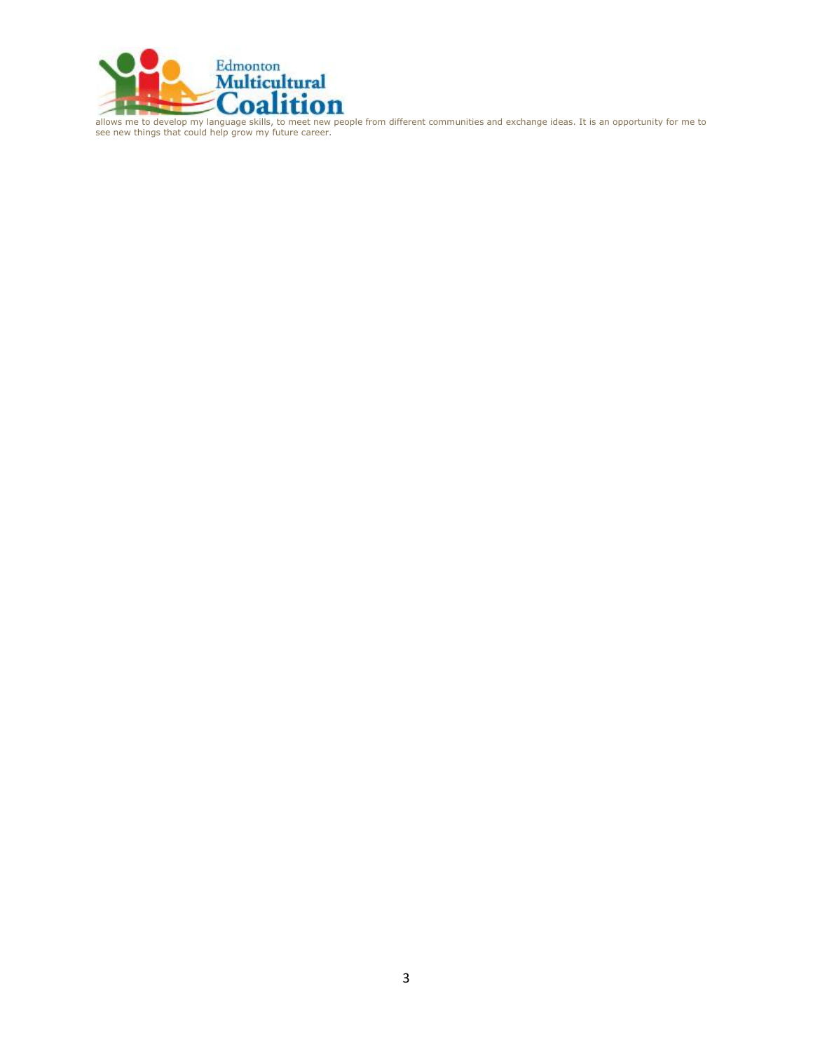allows me to develop my language skills, to meet new people from different communities and exchange ideas. It is an opportunity for me to see new things that could help grow my future career.